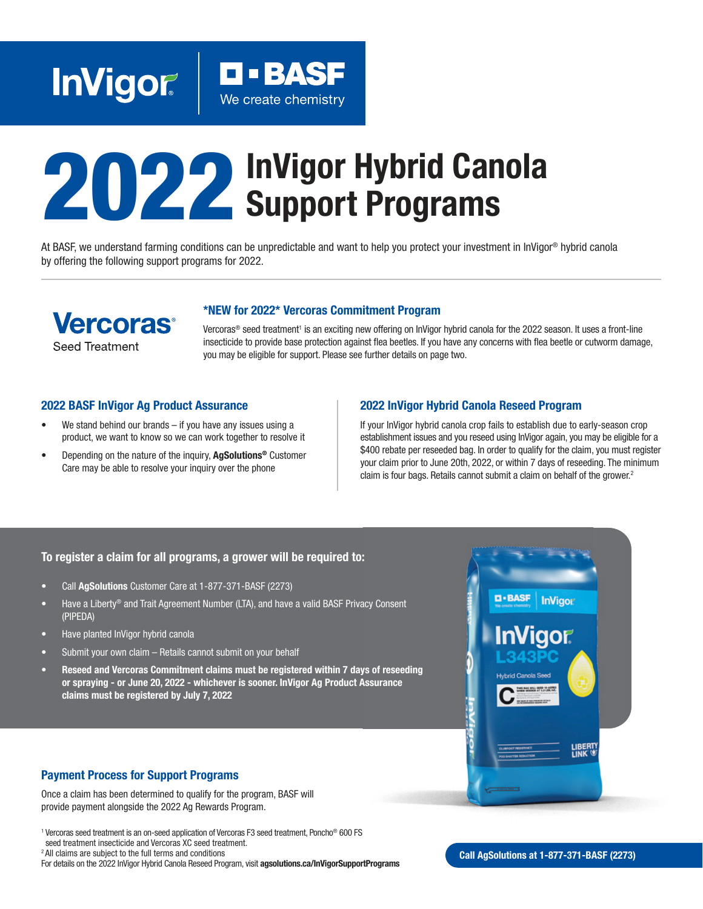InVigor | BASF We create chemistry

# 2022 InVigor Hybrid Canola Support Programs

At BASF, we understand farming conditions can be unpredictable and want to help you protect your investment in InVigor® hybrid canola by offering the following support programs for 2022.

Vercoras® Seed Treatment

## *NEW for 2022* Vercoras Commitment Program

Vercoras® seed treatment[1] is an exciting new offering on InVigor hybrid canola for the 2022 season. It uses a front-line insecticide to provide base protection against flea beetles. If you have any concerns with flea beetle or cutworm damage, you may be eligible for support. Please see further details on page two.

## 2022 BASF InVigor Ag Product Assurance

- We stand behind our brands – if you have any issues using a product, we want to know so we can work together to resolve it
- Depending on the nature of the inquiry, **AgSolutions®** Customer Care may be able to resolve your inquiry over the phone

## 2022 InVigor Hybrid Canola Reseed Program

If your InVigor hybrid canola crop fails to establish due to early-season crop establishment issues and you reseed using InVigor again, you may be eligible for a $400 rebate per reseeded bag. In order to qualify for the claim, you must register your claim prior to June 20th, 2022, or within 7 days of reseeding. The minimum claim is four bags. Retails cannot submit a claim on behalf of the grower.[2]

## To register a claim for all programs, a grower will be required to:

- Call **AgSolutions** Customer Care at 1-877-371-BASF (2273)
- Have a Liberty® and Trait Agreement Number (LTA), and have a valid BASF Privacy Consent (PIPEDA)
- Have planted InVigor hybrid canola
- Submit your own claim – Retails cannot submit on your behalf
- **Reseed and Vercoras Commitment claims must be registered within 7 days of reseeding or spraying - or June 20, 2022 - whichever is sooner. InVigor Ag Product Assurance claims must be registered by July 7, 2022**

## Payment Process for Support Programs

Once a claim has been determined to qualify for the program, BASF will provide payment alongside the 2022 Ag Rewards Program.

[1] Vercoras seed treatment is an on-seed application of Vercoras F3 seed treatment, Poncho® 600 FS seed treatment insecticide and Vercoras XC seed treatment.
[2] All claims are subject to the full terms and conditions
For details on the 2022 InVigor Hybrid Canola Reseed Program, visit **agsolutions.ca/InVigorSupportPrograms**

**Call AgSolutions at 1-877-371-BASF (2273)**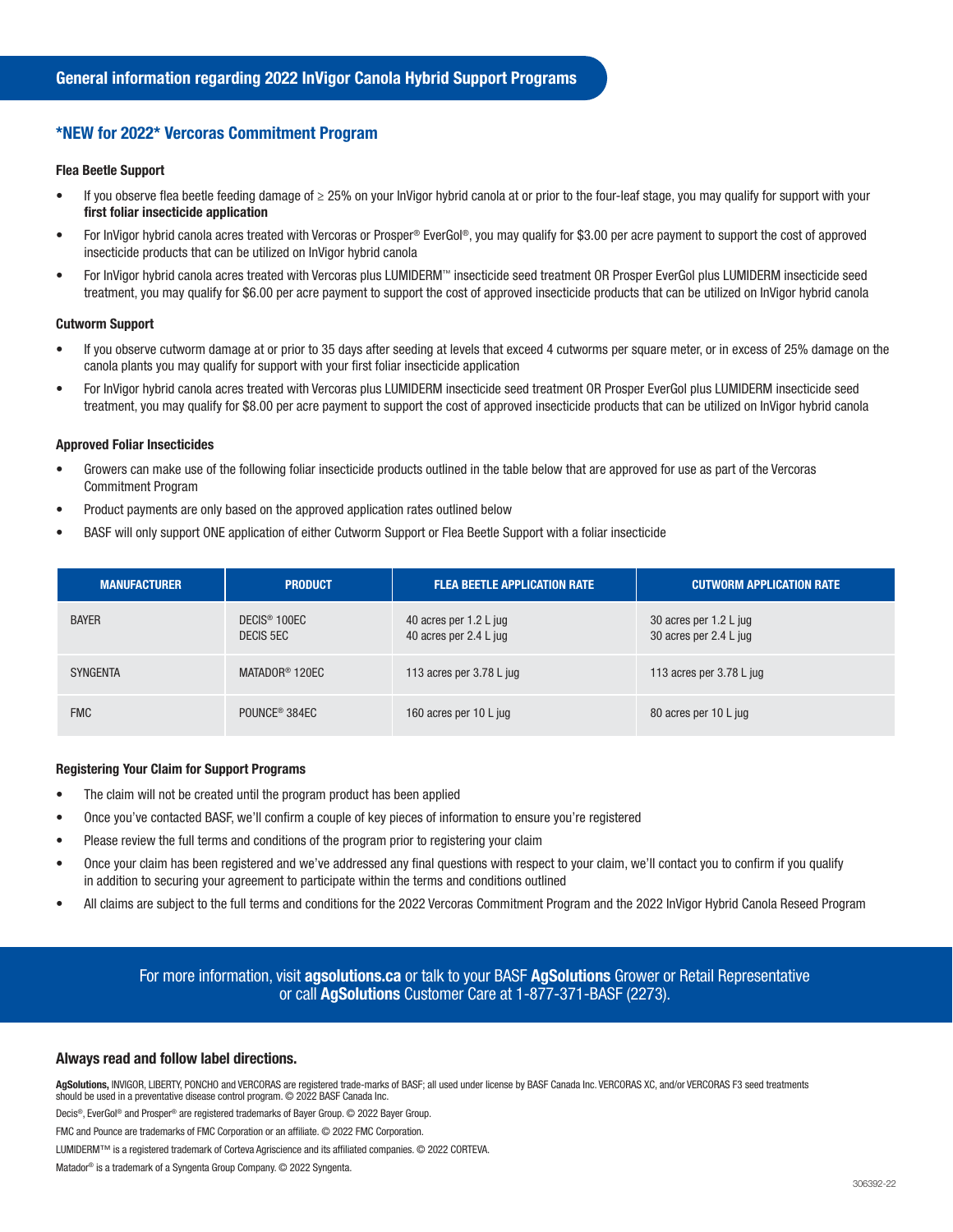## General information regarding 2022 InVigor Canola Hybrid Support Programs

### *NEW for 2022* Vercoras Commitment Program

#### Flea Beetle Support

- If you observe flea beetle feeding damage of ≥ 25% on your InVigor hybrid canola at or prior to the four-leaf stage, you may qualify for support with your **first foliar insecticide application**
- For InVigor hybrid canola acres treated with Vercoras or Prosper® EverGol®, you may qualify for $3.00 per acre payment to support the cost of approved insecticide products that can be utilized on InVigor hybrid canola
- For InVigor hybrid canola acres treated with Vercoras plus LUMIDERM™ insecticide seed treatment OR Prosper EverGol plus LUMIDERM insecticide seed treatment, you may qualify for $6.00 per acre payment to support the cost of approved insecticide products that can be utilized on InVigor hybrid canola

#### Cutworm Support

- If you observe cutworm damage at or prior to 35 days after seeding at levels that exceed 4 cutworms per square meter, or in excess of 25% damage on the canola plants you may qualify for support with your first foliar insecticide application
- For InVigor hybrid canola acres treated with Vercoras plus LUMIDERM insecticide seed treatment OR Prosper EverGol plus LUMIDERM insecticide seed treatment, you may qualify for $8.00 per acre payment to support the cost of approved insecticide products that can be utilized on InVigor hybrid canola

#### Approved Foliar Insecticides

- Growers can make use of the following foliar insecticide products outlined in the table below that are approved for use as part of the Vercoras Commitment Program
- Product payments are only based on the approved application rates outlined below
- BASF will only support ONE application of either Cutworm Support or Flea Beetle Support with a foliar insecticide

| MANUFACTURER | PRODUCT | FLEA BEETLE APPLICATION RATE | CUTWORM APPLICATION RATE |
| --- | --- | --- | --- |
| BAYER | DECIS® 100EC<br>DECIS 5EC | 40 acres per 1.2 L jug<br>40 acres per 2.4 L jug | 30 acres per 1.2 L jug<br>30 acres per 2.4 L jug |
| SYNGENTA | MATADOR® 120EC | 113 acres per 3.78 L jug | 113 acres per 3.78 L jug |
| FMC | POUNCE® 384EC | 160 acres per 10 L jug | 80 acres per 10 L jug |

#### Registering Your Claim for Support Programs

- The claim will not be created until the program product has been applied
- Once you've contacted BASF, we'll confirm a couple of key pieces of information to ensure you're registered
- Please review the full terms and conditions of the program prior to registering your claim
- Once your claim has been registered and we've addressed any final questions with respect to your claim, we'll contact you to confirm if you qualify in addition to securing your agreement to participate within the terms and conditions outlined
- All claims are subject to the full terms and conditions for the 2022 Vercoras Commitment Program and the 2022 InVigor Hybrid Canola Reseed Program

For more information, visit **agsolutions.ca** or talk to your BASF **AgSolutions** Grower or Retail Representative or call **AgSolutions** Customer Care at 1-877-371-BASF (2273).

**Always read and follow label directions.**

**AgSolutions,** INVIGOR, LIBERTY, PONCHO and VERCORAS are registered trade-marks of BASF; all used under license by BASF Canada Inc. VERCORAS XC, and/or VERCORAS F3 seed treatments should be used in a preventative disease control program. © 2022 BASF Canada Inc.

Decis®, EverGol® and Prosper® are registered trademarks of Bayer Group. © 2022 Bayer Group.

FMC and Pounce are trademarks of FMC Corporation or an affiliate. © 2022 FMC Corporation.

LUMIDERM™ is a registered trademark of Corteva Agriscience and its affiliated companies. © 2022 CORTEVA.

Matador® is a trademark of a Syngenta Group Company. © 2022 Syngenta.

306392-22